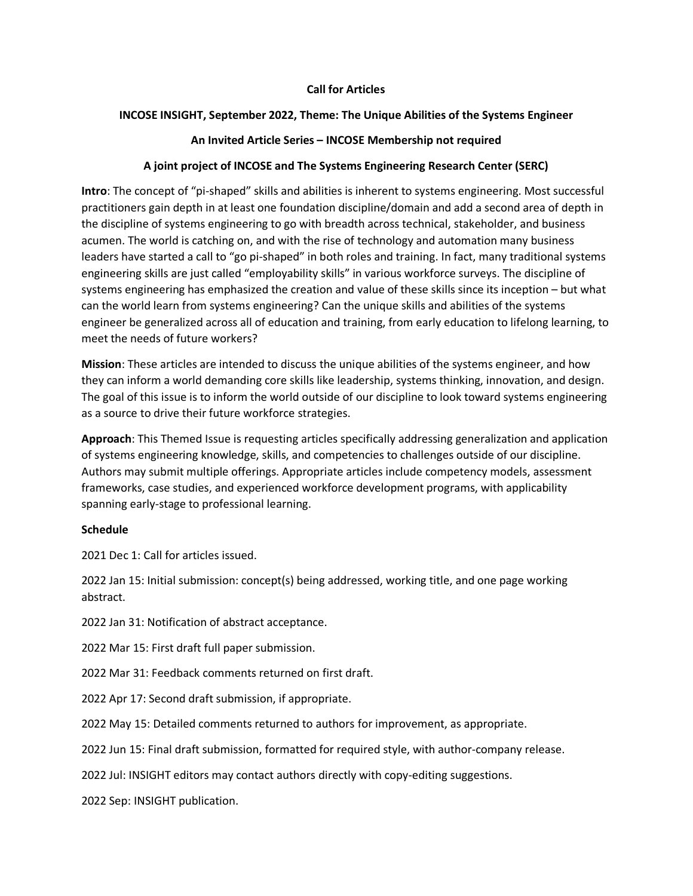**Call for Articles**

**INCOSE INSIGHT, September 2022, Theme: The Unique Abilities of the Systems Engineer**

**An Invited Article Series – INCOSE Membership not required**

**A joint project of INCOSE and The Systems Engineering Research Center (SERC)**

**Intro**: The concept of "pi-shaped" skills and abilities is inherent to systems engineering. Most successful practitioners gain depth in at least one foundation discipline/domain and add a second area of depth in the discipline of systems engineering to go with breadth across technical, stakeholder, and business acumen. The world is catching on, and with the rise of technology and automation many business leaders have started a call to "go pi-shaped" in both roles and training. In fact, many traditional systems engineering skills are just called "employability skills" in various workforce surveys. The discipline of systems engineering has emphasized the creation and value of these skills since its inception – but what can the world learn from systems engineering? Can the unique skills and abilities of the systems engineer be generalized across all of education and training, from early education to lifelong learning, to meet the needs of future workers?

**Mission**: These articles are intended to discuss the unique abilities of the systems engineer, and how they can inform a world demanding core skills like leadership, systems thinking, innovation, and design. The goal of this issue is to inform the world outside of our discipline to look toward systems engineering as a source to drive their future workforce strategies.

**Approach**: This Themed Issue is requesting articles specifically addressing generalization and application of systems engineering knowledge, skills, and competencies to challenges outside of our discipline. Authors may submit multiple offerings. Appropriate articles include competency models, assessment frameworks, case studies, and experienced workforce development programs, with applicability spanning early-stage to professional learning.

**Schedule**

2021 Dec 1: Call for articles issued.

2022 Jan 15: Initial submission: concept(s) being addressed, working title, and one page working abstract.

2022 Jan 31: Notification of abstract acceptance.

2022 Mar 15: First draft full paper submission.

2022 Mar 31: Feedback comments returned on first draft.

2022 Apr 17: Second draft submission, if appropriate.

2022 May 15: Detailed comments returned to authors for improvement, as appropriate.

2022 Jun 15: Final draft submission, formatted for required style, with author-company release.

2022 Jul: INSIGHT editors may contact authors directly with copy-editing suggestions.

2022 Sep: INSIGHT publication.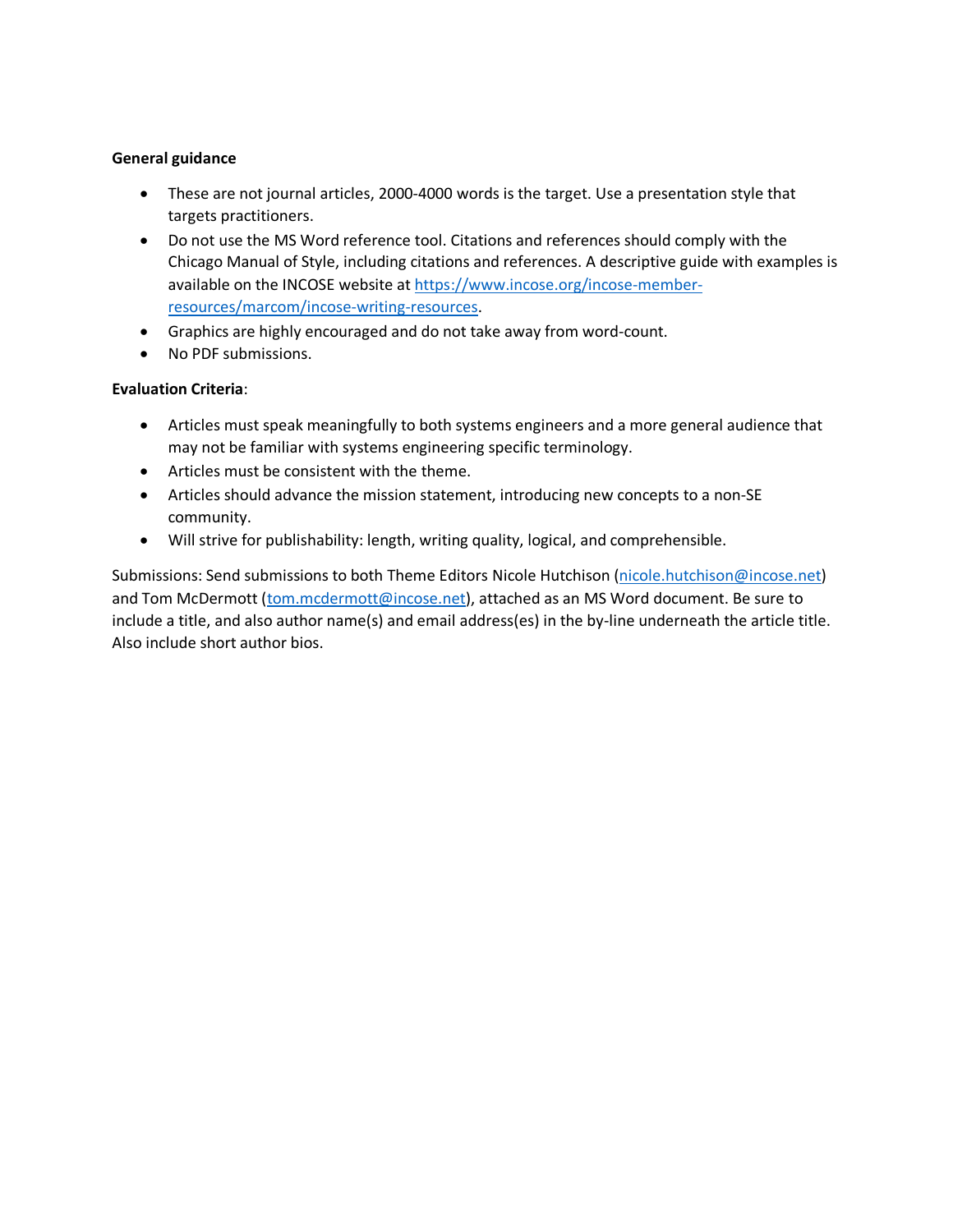**General guidance**

- These are not journal articles, 2000-4000 words is the target. Use a presentation style that targets practitioners.
- Do not use the MS Word reference tool. Citations and references should comply with the Chicago Manual of Style, including citations and references. A descriptive guide with examples is available on the INCOSE website at https://www.incose.org/incose-member-resources/marcom/incose-writing-resources.
- Graphics are highly encouraged and do not take away from word-count.
- No PDF submissions.

**Evaluation Criteria**:

- Articles must speak meaningfully to both systems engineers and a more general audience that may not be familiar with systems engineering specific terminology.
- Articles must be consistent with the theme.
- Articles should advance the mission statement, introducing new concepts to a non-SE community.
- Will strive for publishability: length, writing quality, logical, and comprehensible.

Submissions: Send submissions to both Theme Editors Nicole Hutchison (nicole.hutchison@incose.net) and Tom McDermott (tom.mcdermott@incose.net), attached as an MS Word document. Be sure to include a title, and also author name(s) and email address(es) in the by-line underneath the article title. Also include short author bios.